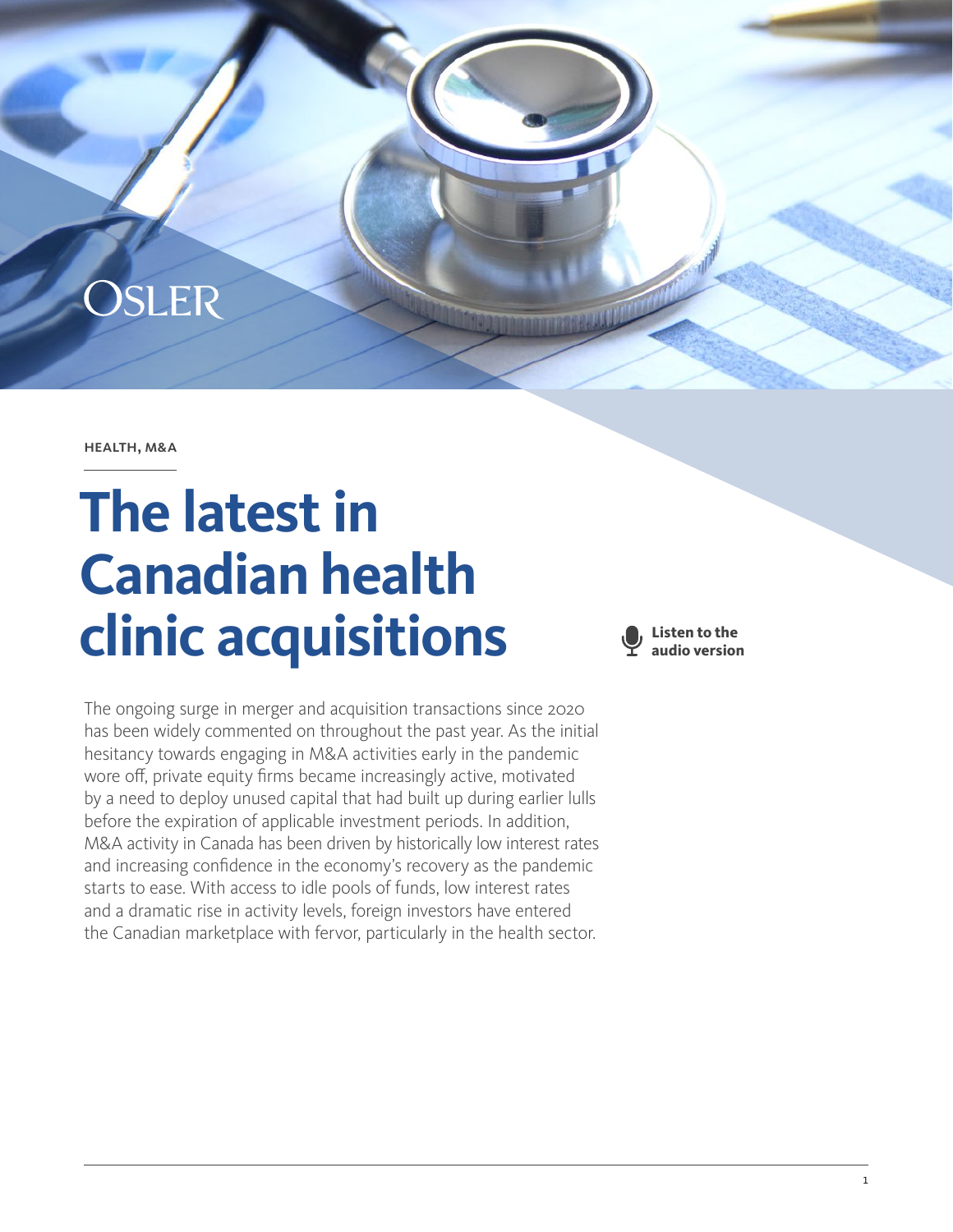HEALTH, M&A

# The latest in Canadian health clinic acquisitions

Listen to the audio version

The ongoing surge in merger and acquisition transactions since 2020 has been widely commented on throughout the past year. As the initial hesitancy towards engaging in M&A activities early in the pandemic wore off, private equity firms became increasingly active, motivated by a need to deploy unused capital that had built up during earlier lulls before the expiration of applicable investment periods. In addition, M&A activity in Canada has been driven by historically low interest rates and increasing confidence in the economy's recovery as the pandemic starts to ease. With access to idle pools of funds, low interest rates and a dramatic rise in activity levels, foreign investors have entered the Canadian marketplace with fervor, particularly in the health sector.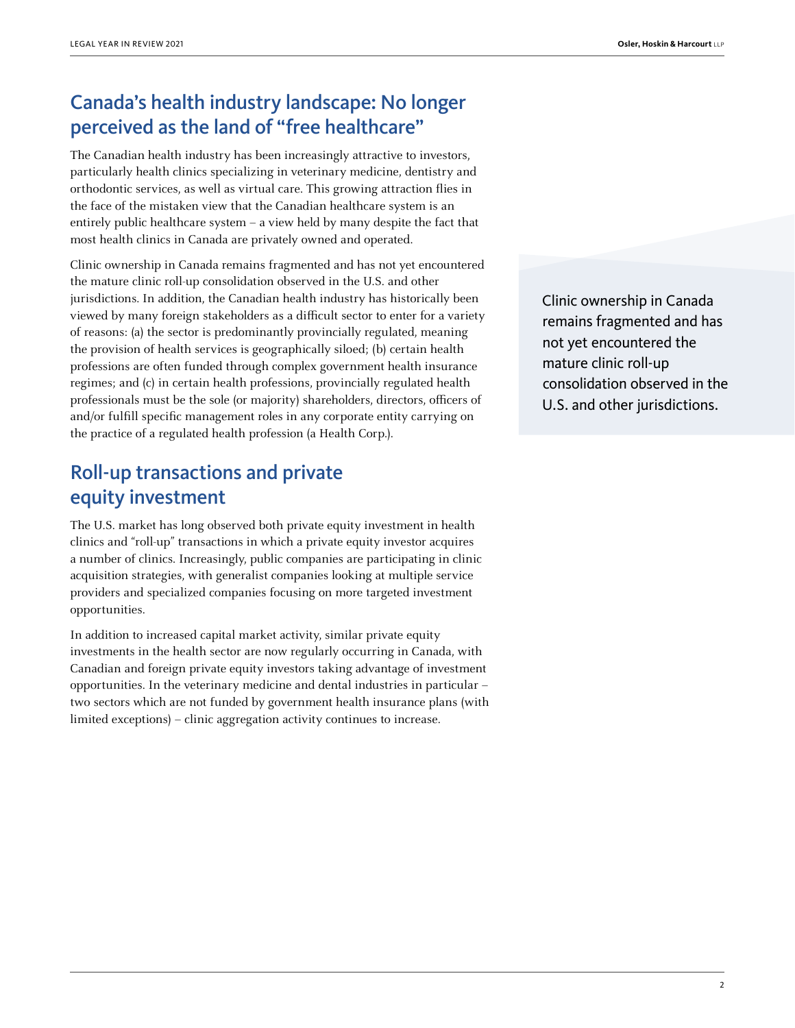## Canada's health industry landscape: No longer perceived as the land of "free healthcare"

The Canadian health industry has been increasingly attractive to investors, particularly health clinics specializing in veterinary medicine, dentistry and orthodontic services, as well as virtual care. This growing attraction flies in the face of the mistaken view that the Canadian healthcare system is an entirely public healthcare system – a view held by many despite the fact that most health clinics in Canada are privately owned and operated.

Clinic ownership in Canada remains fragmented and has not yet encountered the mature clinic roll-up consolidation observed in the U.S. and other jurisdictions. In addition, the Canadian health industry has historically been viewed by many foreign stakeholders as a difficult sector to enter for a variety of reasons: (a) the sector is predominantly provincially regulated, meaning the provision of health services is geographically siloed; (b) certain health professions are often funded through complex government health insurance regimes; and (c) in certain health professions, provincially regulated health professionals must be the sole (or majority) shareholders, directors, officers of and/or fulfill specific management roles in any corporate entity carrying on the practice of a regulated health profession (a Health Corp.).

> Clinic ownership in Canada remains fragmented and has not yet encountered the mature clinic roll-up consolidation observed in the U.S. and other jurisdictions.

## Roll-up transactions and private equity investment

The U.S. market has long observed both private equity investment in health clinics and "roll-up" transactions in which a private equity investor acquires a number of clinics. Increasingly, public companies are participating in clinic acquisition strategies, with generalist companies looking at multiple service providers and specialized companies focusing on more targeted investment opportunities.

In addition to increased capital market activity, similar private equity investments in the health sector are now regularly occurring in Canada, with Canadian and foreign private equity investors taking advantage of investment opportunities. In the veterinary medicine and dental industries in particular – two sectors which are not funded by government health insurance plans (with limited exceptions) – clinic aggregation activity continues to increase.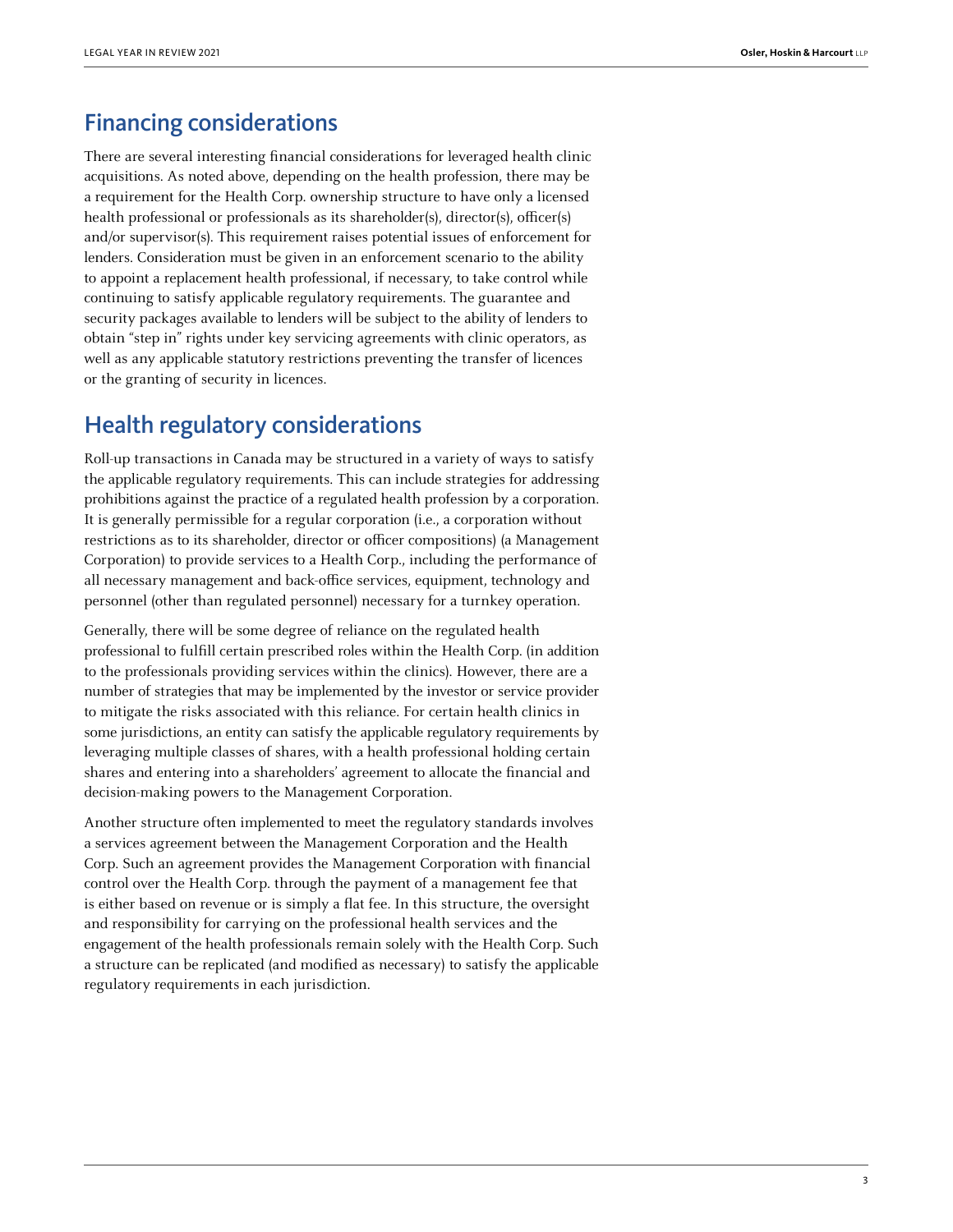## Financing considerations

There are several interesting financial considerations for leveraged health clinic acquisitions. As noted above, depending on the health profession, there may be a requirement for the Health Corp. ownership structure to have only a licensed health professional or professionals as its shareholder(s), director(s), officer(s) and/or supervisor(s). This requirement raises potential issues of enforcement for lenders. Consideration must be given in an enforcement scenario to the ability to appoint a replacement health professional, if necessary, to take control while continuing to satisfy applicable regulatory requirements. The guarantee and security packages available to lenders will be subject to the ability of lenders to obtain "step in" rights under key servicing agreements with clinic operators, as well as any applicable statutory restrictions preventing the transfer of licences or the granting of security in licences.

## Health regulatory considerations

Roll-up transactions in Canada may be structured in a variety of ways to satisfy the applicable regulatory requirements. This can include strategies for addressing prohibitions against the practice of a regulated health profession by a corporation. It is generally permissible for a regular corporation (i.e., a corporation without restrictions as to its shareholder, director or officer compositions) (a Management Corporation) to provide services to a Health Corp., including the performance of all necessary management and back-office services, equipment, technology and personnel (other than regulated personnel) necessary for a turnkey operation.

Generally, there will be some degree of reliance on the regulated health professional to fulfill certain prescribed roles within the Health Corp. (in addition to the professionals providing services within the clinics). However, there are a number of strategies that may be implemented by the investor or service provider to mitigate the risks associated with this reliance. For certain health clinics in some jurisdictions, an entity can satisfy the applicable regulatory requirements by leveraging multiple classes of shares, with a health professional holding certain shares and entering into a shareholders' agreement to allocate the financial and decision-making powers to the Management Corporation.

Another structure often implemented to meet the regulatory standards involves a services agreement between the Management Corporation and the Health Corp. Such an agreement provides the Management Corporation with financial control over the Health Corp. through the payment of a management fee that is either based on revenue or is simply a flat fee. In this structure, the oversight and responsibility for carrying on the professional health services and the engagement of the health professionals remain solely with the Health Corp. Such a structure can be replicated (and modified as necessary) to satisfy the applicable regulatory requirements in each jurisdiction.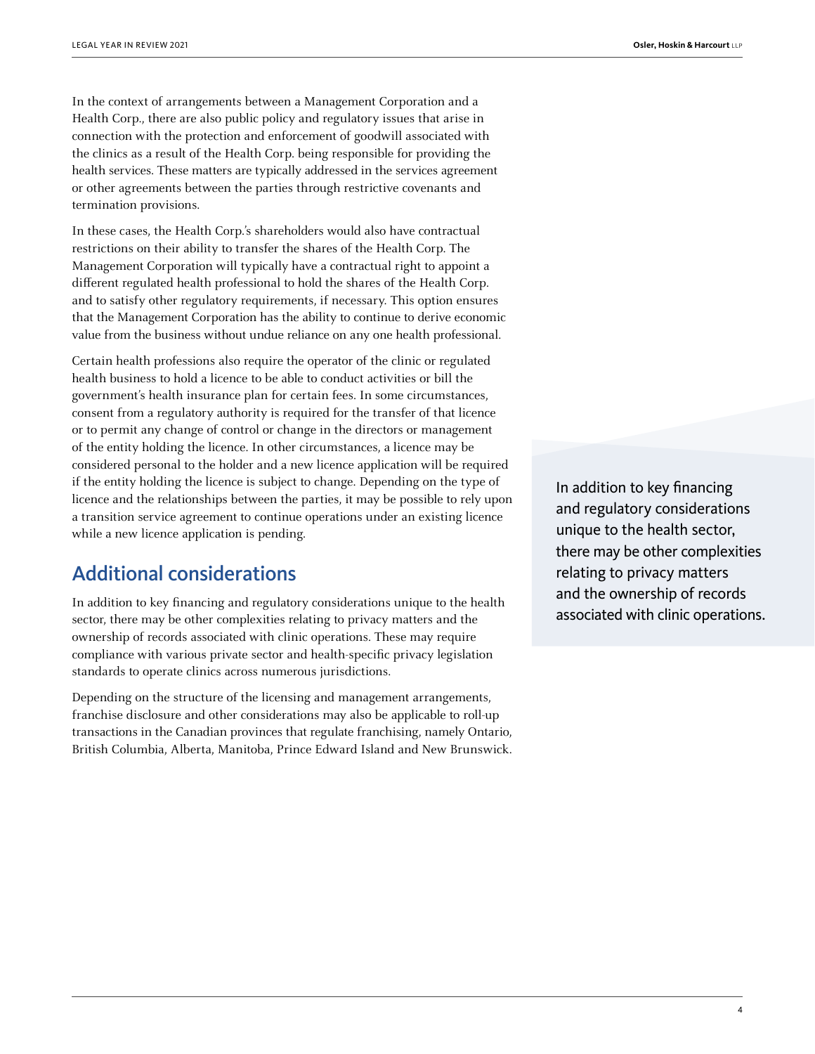In the context of arrangements between a Management Corporation and a Health Corp., there are also public policy and regulatory issues that arise in connection with the protection and enforcement of goodwill associated with the clinics as a result of the Health Corp. being responsible for providing the health services. These matters are typically addressed in the services agreement or other agreements between the parties through restrictive covenants and termination provisions.

In these cases, the Health Corp.'s shareholders would also have contractual restrictions on their ability to transfer the shares of the Health Corp. The Management Corporation will typically have a contractual right to appoint a different regulated health professional to hold the shares of the Health Corp. and to satisfy other regulatory requirements, if necessary. This option ensures that the Management Corporation has the ability to continue to derive economic value from the business without undue reliance on any one health professional.

Certain health professions also require the operator of the clinic or regulated health business to hold a licence to be able to conduct activities or bill the government's health insurance plan for certain fees. In some circumstances, consent from a regulatory authority is required for the transfer of that licence or to permit any change of control or change in the directors or management of the entity holding the licence. In other circumstances, a licence may be considered personal to the holder and a new licence application will be required if the entity holding the licence is subject to change. Depending on the type of licence and the relationships between the parties, it may be possible to rely upon a transition service agreement to continue operations under an existing licence while a new licence application is pending.

## Additional considerations

In addition to key financing and regulatory considerations unique to the health sector, there may be other complexities relating to privacy matters and the ownership of records associated with clinic operations. These may require compliance with various private sector and health-specific privacy legislation standards to operate clinics across numerous jurisdictions.

Depending on the structure of the licensing and management arrangements, franchise disclosure and other considerations may also be applicable to roll-up transactions in the Canadian provinces that regulate franchising, namely Ontario, British Columbia, Alberta, Manitoba, Prince Edward Island and New Brunswick.

> In addition to key financing and regulatory considerations unique to the health sector, there may be other complexities relating to privacy matters and the ownership of records associated with clinic operations.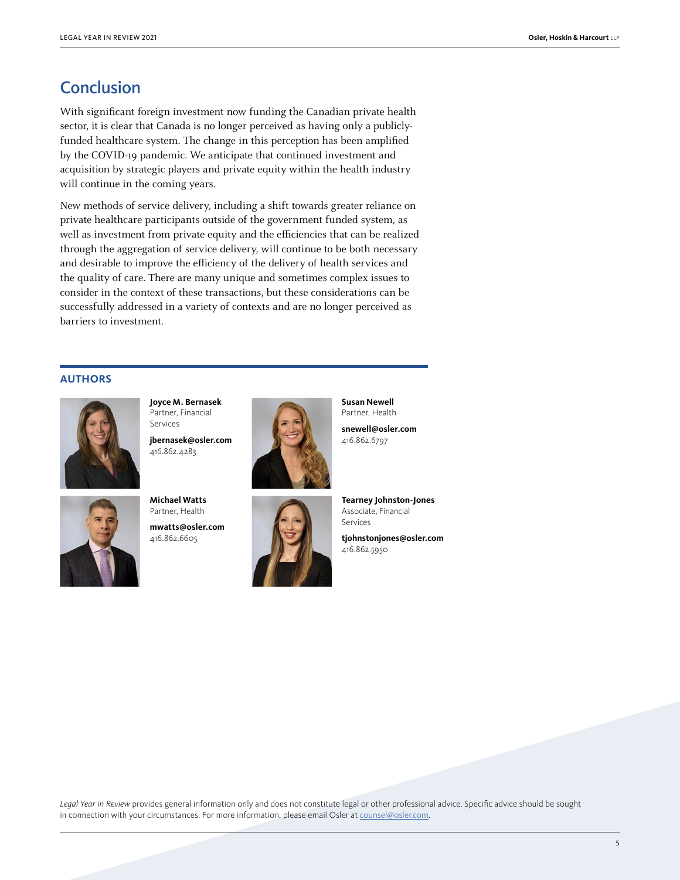## Conclusion

With significant foreign investment now funding the Canadian private health sector, it is clear that Canada is no longer perceived as having only a publicly-funded healthcare system. The change in this perception has been amplified by the COVID-19 pandemic. We anticipate that continued investment and acquisition by strategic players and private equity within the health industry will continue in the coming years.

New methods of service delivery, including a shift towards greater reliance on private healthcare participants outside of the government funded system, as well as investment from private equity and the efficiencies that can be realized through the aggregation of service delivery, will continue to be both necessary and desirable to improve the efficiency of the delivery of health services and the quality of care. There are many unique and sometimes complex issues to consider in the context of these transactions, but these considerations can be successfully addressed in a variety of contexts and are no longer perceived as barriers to investment.

### AUTHORS

**Joyce M. Bernasek**
Partner, Financial Services

**jbernasek@osler.com**
416.862.4283

**Susan Newell**
Partner, Health

**snewell@osler.com**
416.862.6797

**Michael Watts**
Partner, Health

**mwatts@osler.com**
416.862.6605

**Tearney Johnston-Jones**
Associate, Financial Services

**tjohnstonjones@osler.com**
416.862.5950

*Legal Year in Review* provides general information only and does not constitute legal or other professional advice. Specific advice should be sought in connection with your circumstances. For more information, please email Osler at counsel@osler.com.